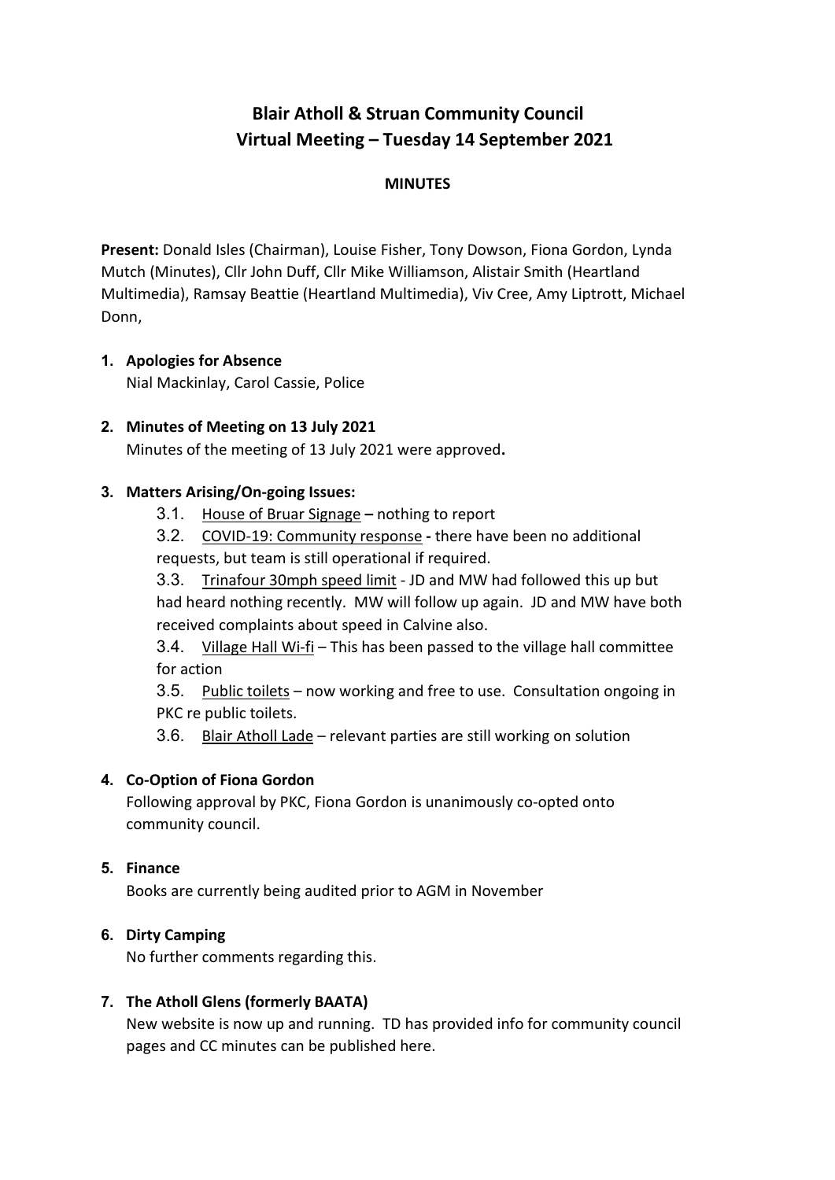# Blair Atholl & Struan Community Council
## Virtual Meeting – Tuesday 14 September 2021

**MINUTES**

**Present:** Donald Isles (Chairman), Louise Fisher, Tony Dowson, Fiona Gordon, Lynda Mutch (Minutes), Cllr John Duff, Cllr Mike Williamson, Alistair Smith (Heartland Multimedia), Ramsay Beattie (Heartland Multimedia), Viv Cree, Amy Liptrott, Michael Donn,

1. **Apologies for Absence**
   Nial Mackinlay, Carol Cassie, Police

2. **Minutes of Meeting on 13 July 2021**
   Minutes of the meeting of 13 July 2021 were approved**.**

3. **Matters Arising/On-going Issues:**
   3.1. House of Bruar Signage **–** nothing to report
   3.2. COVID-19: Community response **-** there have been no additional requests, but team is still operational if required.
   3.3. Trinafour 30mph speed limit - JD and MW had followed this up but had heard nothing recently. MW will follow up again. JD and MW have both received complaints about speed in Calvine also.
   3.4. Village Hall Wi-fi – This has been passed to the village hall committee for action
   3.5. Public toilets – now working and free to use. Consultation ongoing in PKC re public toilets.
   3.6. Blair Atholl Lade – relevant parties are still working on solution

4. **Co-Option of Fiona Gordon**
   Following approval by PKC, Fiona Gordon is unanimously co-opted onto community council.

5. **Finance**
   Books are currently being audited prior to AGM in November

6. **Dirty Camping**
   No further comments regarding this.

7. **The Atholl Glens (formerly BAATA)**
   New website is now up and running. TD has provided info for community council pages and CC minutes can be published here.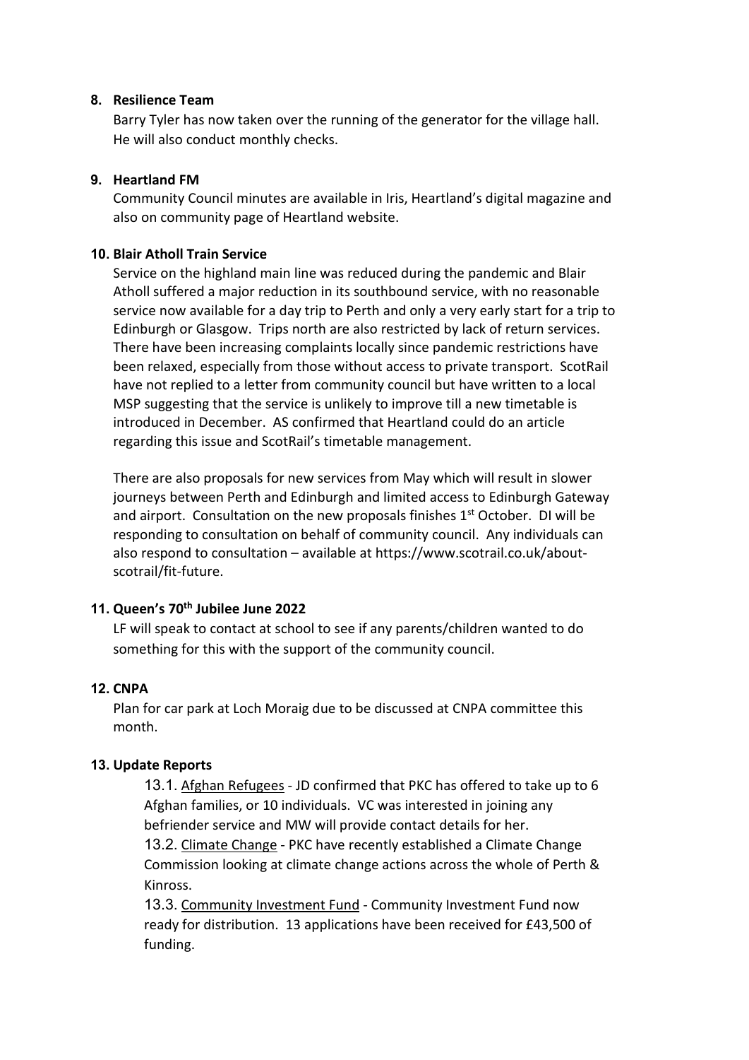## 8. Resilience Team

Barry Tyler has now taken over the running of the generator for the village hall. He will also conduct monthly checks.

## 9. Heartland FM

Community Council minutes are available in Iris, Heartland's digital magazine and also on community page of Heartland website.

## 10. Blair Atholl Train Service

Service on the highland main line was reduced during the pandemic and Blair Atholl suffered a major reduction in its southbound service, with no reasonable service now available for a day trip to Perth and only a very early start for a trip to Edinburgh or Glasgow. Trips north are also restricted by lack of return services. There have been increasing complaints locally since pandemic restrictions have been relaxed, especially from those without access to private transport. ScotRail have not replied to a letter from community council but have written to a local MSP suggesting that the service is unlikely to improve till a new timetable is introduced in December. AS confirmed that Heartland could do an article regarding this issue and ScotRail's timetable management.

There are also proposals for new services from May which will result in slower journeys between Perth and Edinburgh and limited access to Edinburgh Gateway and airport. Consultation on the new proposals finishes 1st October. DI will be responding to consultation on behalf of community council. Any individuals can also respond to consultation – available at https://www.scotrail.co.uk/about-scotrail/fit-future.

## 11. Queen's 70th Jubilee June 2022

LF will speak to contact at school to see if any parents/children wanted to do something for this with the support of the community council.

## 12. CNPA

Plan for car park at Loch Moraig due to be discussed at CNPA committee this month.

## 13. Update Reports

13.1. Afghan Refugees - JD confirmed that PKC has offered to take up to 6 Afghan families, or 10 individuals. VC was interested in joining any befriender service and MW will provide contact details for her.

13.2. Climate Change - PKC have recently established a Climate Change Commission looking at climate change actions across the whole of Perth & Kinross.

13.3. Community Investment Fund - Community Investment Fund now ready for distribution. 13 applications have been received for £43,500 of funding.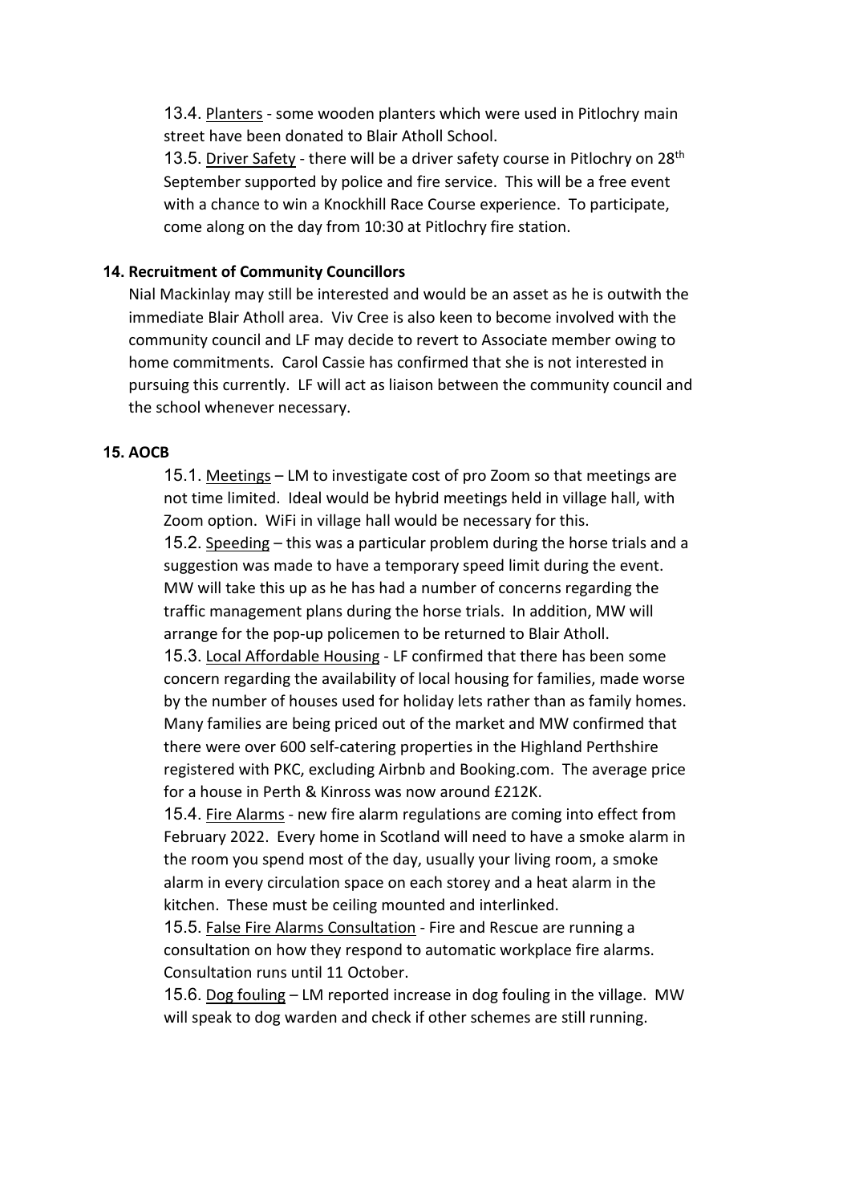13.4. Planters - some wooden planters which were used in Pitlochry main street have been donated to Blair Atholl School.

13.5. Driver Safety - there will be a driver safety course in Pitlochry on 28th September supported by police and fire service. This will be a free event with a chance to win a Knockhill Race Course experience. To participate, come along on the day from 10:30 at Pitlochry fire station.

**14. Recruitment of Community Councillors**

Nial Mackinlay may still be interested and would be an asset as he is outwith the immediate Blair Atholl area. Viv Cree is also keen to become involved with the community council and LF may decide to revert to Associate member owing to home commitments. Carol Cassie has confirmed that she is not interested in pursuing this currently. LF will act as liaison between the community council and the school whenever necessary.

**15. AOCB**

15.1. Meetings – LM to investigate cost of pro Zoom so that meetings are not time limited. Ideal would be hybrid meetings held in village hall, with Zoom option. WiFi in village hall would be necessary for this.

15.2. Speeding – this was a particular problem during the horse trials and a suggestion was made to have a temporary speed limit during the event. MW will take this up as he has had a number of concerns regarding the traffic management plans during the horse trials. In addition, MW will arrange for the pop-up policemen to be returned to Blair Atholl.

15.3. Local Affordable Housing - LF confirmed that there has been some concern regarding the availability of local housing for families, made worse by the number of houses used for holiday lets rather than as family homes. Many families are being priced out of the market and MW confirmed that there were over 600 self-catering properties in the Highland Perthshire registered with PKC, excluding Airbnb and Booking.com. The average price for a house in Perth & Kinross was now around £212K.

15.4. Fire Alarms - new fire alarm regulations are coming into effect from February 2022. Every home in Scotland will need to have a smoke alarm in the room you spend most of the day, usually your living room, a smoke alarm in every circulation space on each storey and a heat alarm in the kitchen. These must be ceiling mounted and interlinked.

15.5. False Fire Alarms Consultation - Fire and Rescue are running a consultation on how they respond to automatic workplace fire alarms. Consultation runs until 11 October.

15.6. Dog fouling – LM reported increase in dog fouling in the village. MW will speak to dog warden and check if other schemes are still running.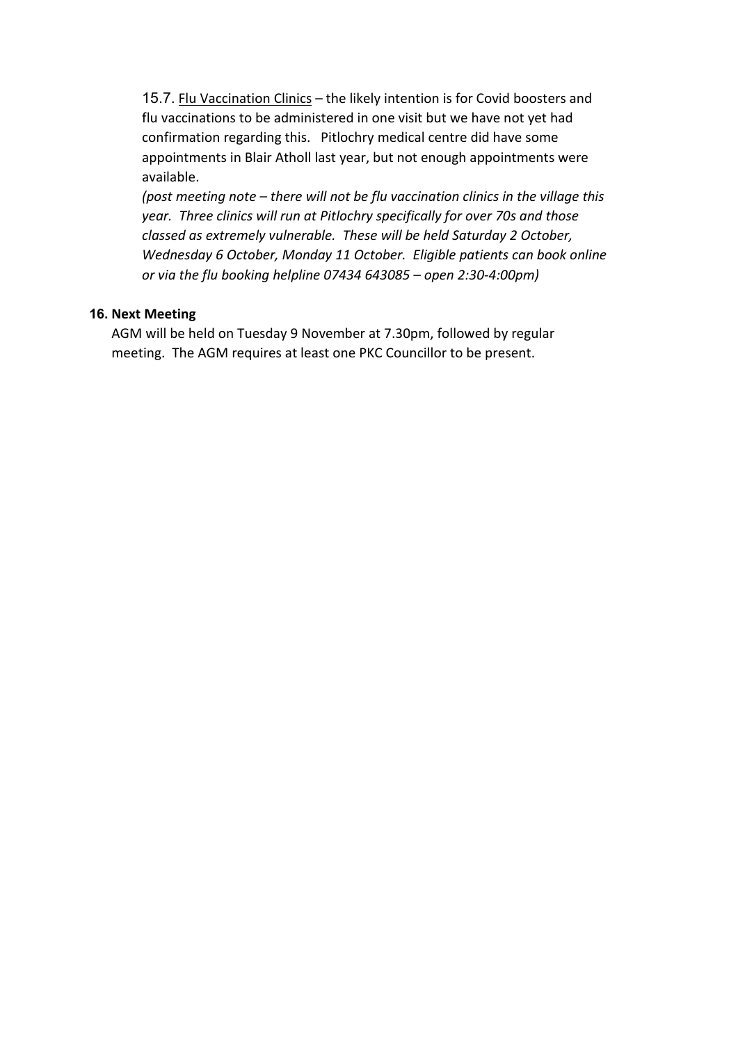15.7. <u>Flu Vaccination Clinics</u> – the likely intention is for Covid boosters and flu vaccinations to be administered in one visit but we have not yet had confirmation regarding this. Pitlochry medical centre did have some appointments in Blair Atholl last year, but not enough appointments were available.

*(post meeting note – there will not be flu vaccination clinics in the village this year. Three clinics will run at Pitlochry specifically for over 70s and those classed as extremely vulnerable. These will be held Saturday 2 October, Wednesday 6 October, Monday 11 October. Eligible patients can book online or via the flu booking helpline 07434 643085 – open 2:30-4:00pm)*

**16. Next Meeting**

AGM will be held on Tuesday 9 November at 7.30pm, followed by regular meeting. The AGM requires at least one PKC Councillor to be present.